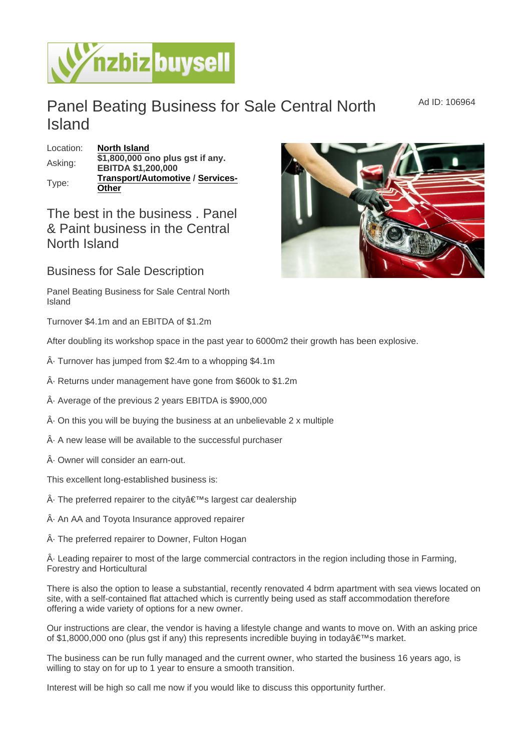# Panel Beating Business for Sale Central North Island

Ad ID: 106964

| | |
|---|---|
| Location: | **North Island** |
| Asking: | **$1,800,000 ono plus gst if any. EBITDA $1,200,000** |
| Type: | **Transport/Automotive / Services-Other** |

## The best in the business . Panel & Paint business in the Central North Island

### Business for Sale Description

Panel Beating Business for Sale Central North Island

Turnover $4.1m and an EBITDA of $1.2m

After doubling its workshop space in the past year to 6000m2 their growth has been explosive.

Â· Turnover has jumped from $2.4m to a whopping $4.1m

Â· Returns under management have gone from $600k to $1.2m

Â· Average of the previous 2 years EBITDA is $900,000

Â· On this you will be buying the business at an unbelievable 2 x multiple

Â· A new lease will be available to the successful purchaser

Â· Owner will consider an earn-out.

This excellent long-established business is:

Â· The preferred repairer to the cityâ€™s largest car dealership

Â· An AA and Toyota Insurance approved repairer

Â· The preferred repairer to Downer, Fulton Hogan

Â· Leading repairer to most of the large commercial contractors in the region including those in Farming, Forestry and Horticultural

There is also the option to lease a substantial, recently renovated 4 bdrm apartment with sea views located on site, with a self-contained flat attached which is currently being used as staff accommodation therefore offering a wide variety of options for a new owner.

Our instructions are clear, the vendor is having a lifestyle change and wants to move on. With an asking price of $1,8000,000 ono (plus gst if any) this represents incredible buying in todayâ€™s market.

The business can be run fully managed and the current owner, who started the business 16 years ago, is willing to stay on for up to 1 year to ensure a smooth transition.

Interest will be high so call me now if you would like to discuss this opportunity further.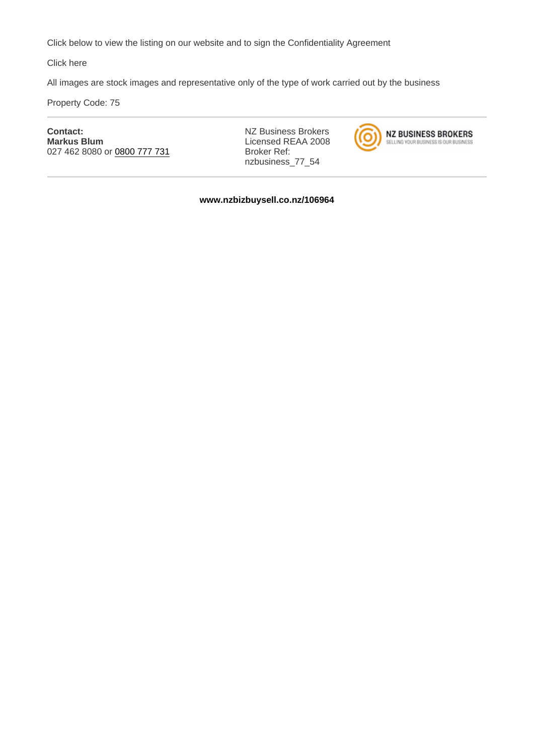Click below to view the listing on our website and to sign the Confidentiality Agreement

Click here

All images are stock images and representative only of the type of work carried out by the business

Property Code: 75

---

**Contact:**
**Markus Blum**
027 462 8080 or 0800 777 731

NZ Business Brokers
Licensed REAA 2008
Broker Ref:
nzbusiness_77_54

NZ BUSINESS BROKERS
SELLING YOUR BUSINESS IS OUR BUSINESS

---

**www.nzbizbuysell.co.nz/106964**